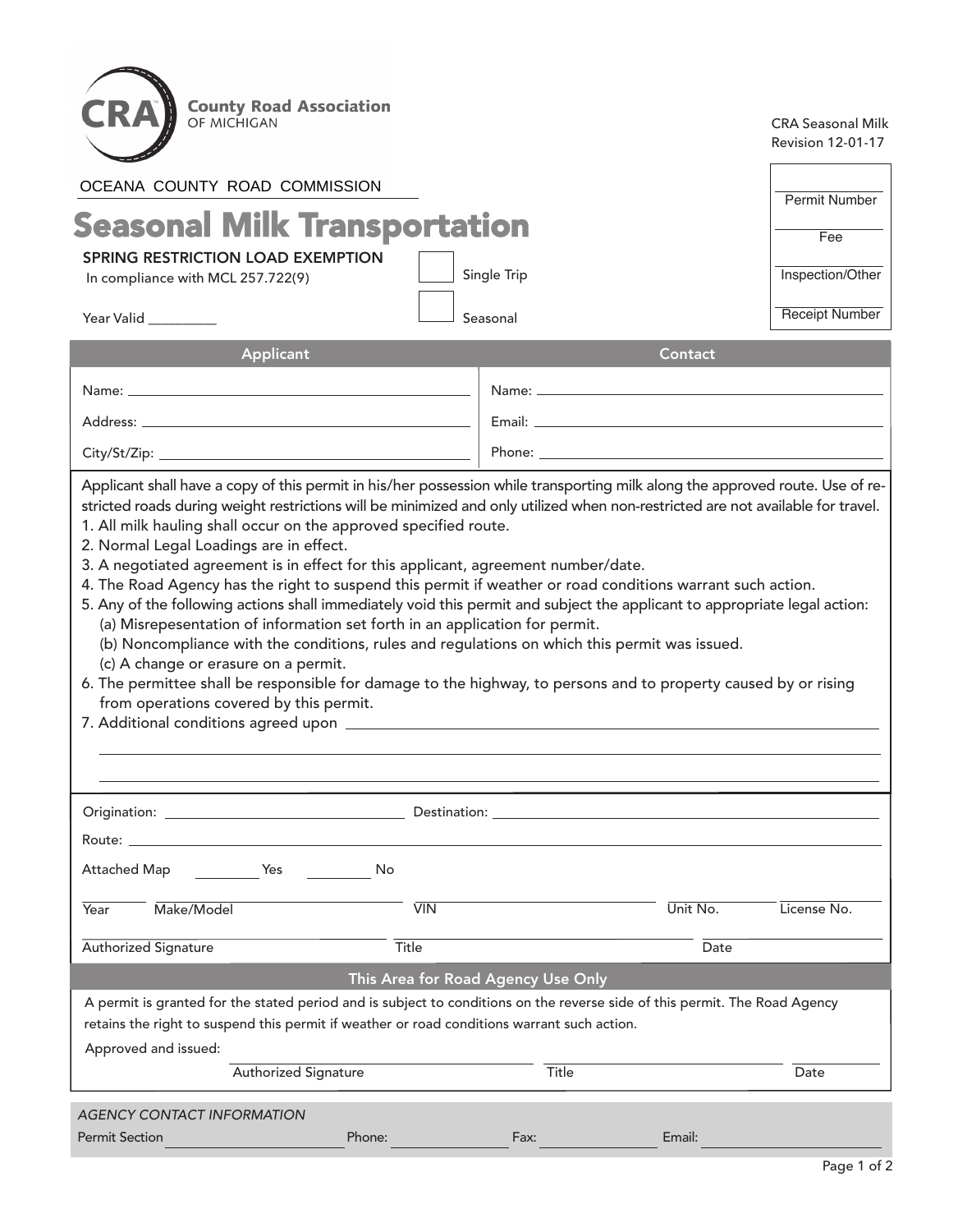County Road Association OF MICHIGAN

CRA Seasonal Milk
Revision 12-01-17

OCEANA COUNTY ROAD COMMISSION

# Seasonal Milk Transportation

SPRING RESTRICTION LOAD EXEMPTION
In compliance with MCL 257.722(9)

☐ Single Trip

☐ Seasonal

Year Valid _________

| |
|---|
| Permit Number |
| Fee |
| Inspection/Other |
| Receipt Number |

| Applicant | Contact |
|---|---|
| Name: | Name: |
| Address: | Email: |
| City/St/Zip: | Phone: |

Applicant shall have a copy of this permit in his/her possession while transporting milk along the approved route. Use of restricted roads during weight restrictions will be minimized and only utilized when non-restricted are not available for travel.

1. All milk hauling shall occur on the approved specified route.
2. Normal Legal Loadings are in effect.
3. A negotiated agreement is in effect for this applicant, agreement number/date.
4. The Road Agency has the right to suspend this permit if weather or road conditions warrant such action.
5. Any of the following actions shall immediately void this permit and subject the applicant to appropriate legal action:
   (a) Misrepesentation of information set forth in an application for permit.
   (b) Noncompliance with the conditions, rules and regulations on which this permit was issued.
   (c) A change or erasure on a permit.
6. The permittee shall be responsible for damage to the highway, to persons and to property caused by or rising from operations covered by this permit.
7. Additional conditions agreed upon ______________________________

Origination: ____________ Destination: ____________

Route: ____________

Attached Map ______ Yes ______ No

| Year | Make/Model | VIN | Unit No. | License No. |
|---|---|---|---|---|
| | | | | |

| Authorized Signature | Title | Date |
|---|---|---|
| | | |

## This Area for Road Agency Use Only

A permit is granted for the stated period and is subject to conditions on the reverse side of this permit. The Road Agency retains the right to suspend this permit if weather or road conditions warrant such action.

Approved and issued:

| Authorized Signature | Title | Date |
|---|---|---|
| | | |

*AGENCY CONTACT INFORMATION*

Permit Section ____________ Phone: ____________ Fax: ____________ Email: ____________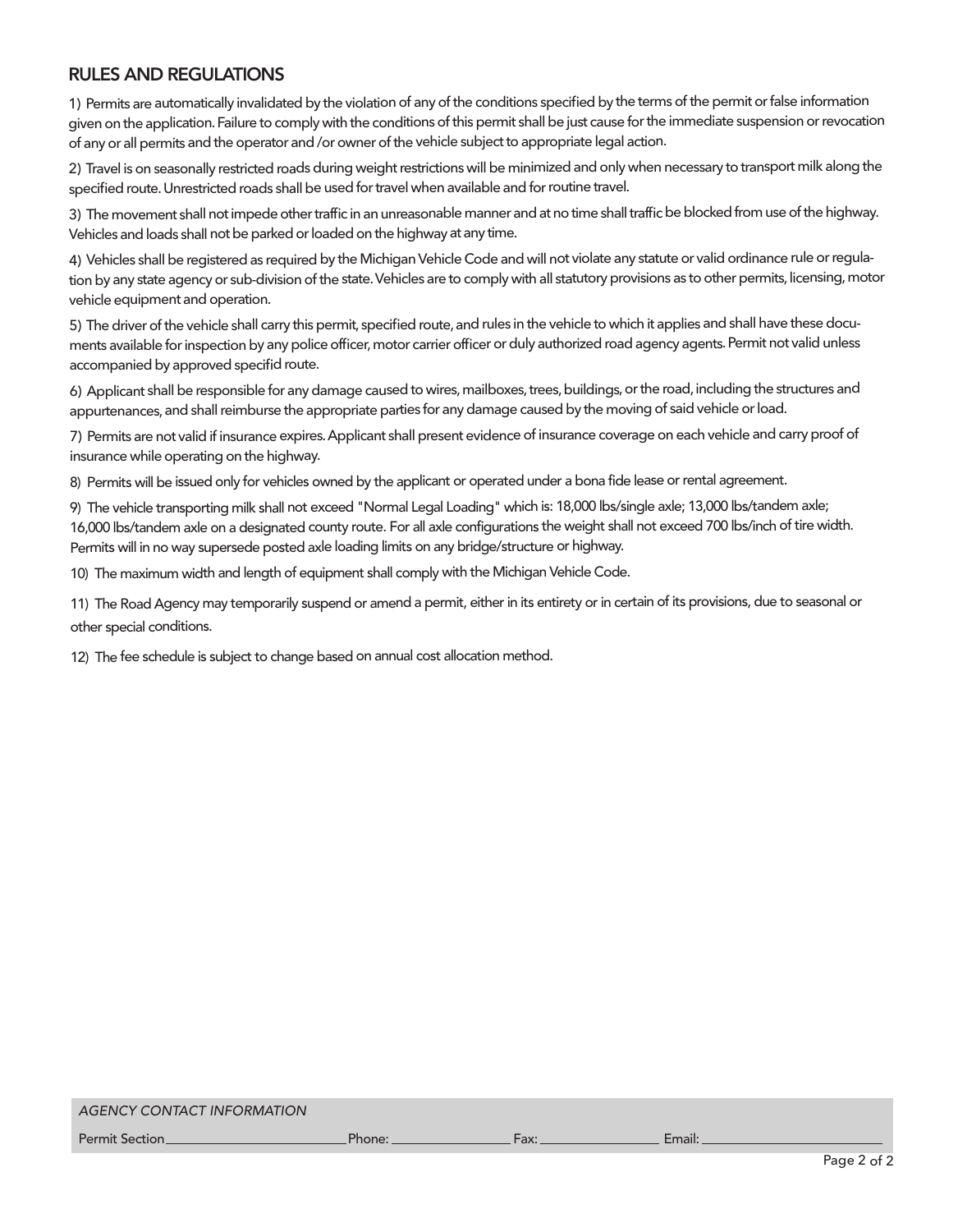## RULES AND REGULATIONS

1) Permits are automatically invalidated by the violation of any of the conditions specified by the terms of the permit or false information given on the application. Failure to comply with the conditions of this permit shall be just cause for the immediate suspension or revocation of any or all permits and the operator and /or owner of the vehicle subject to appropriate legal action.

2) Travel is on seasonally restricted roads during weight restrictions will be minimized and only when necessary to transport milk along the specified route. Unrestricted roads shall be used for travel when available and for routine travel.

3) The movement shall not impede other traffic in an unreasonable manner and at no time shall traffic be blocked from use of the highway. Vehicles and loads shall not be parked or loaded on the highway at any time.

4) Vehicles shall be registered as required by the Michigan Vehicle Code and will not violate any statute or valid ordinance rule or regulation by any state agency or sub-division of the state. Vehicles are to comply with all statutory provisions as to other permits, licensing, motor vehicle equipment and operation.

5) The driver of the vehicle shall carry this permit, specified route, and rules in the vehicle to which it applies and shall have these documents available for inspection by any police officer, motor carrier officer or duly authorized road agency agents. Permit not valid unless accompanied by approved specifid route.

6) Applicant shall be responsible for any damage caused to wires, mailboxes, trees, buildings, or the road, including the structures and appurtenances, and shall reimburse the appropriate parties for any damage caused by the moving of said vehicle or load.

7) Permits are not valid if insurance expires. Applicant shall present evidence of insurance coverage on each vehicle and carry proof of insurance while operating on the highway.

8) Permits will be issued only for vehicles owned by the applicant or operated under a bona fide lease or rental agreement.

9) The vehicle transporting milk shall not exceed "Normal Legal Loading" which is: 18,000 lbs/single axle; 13,000 lbs/tandem axle; 16,000 lbs/tandem axle on a designated county route. For all axle configurations the weight shall not exceed 700 lbs/inch of tire width. Permits will in no way supersede posted axle loading limits on any bridge/structure or highway.

10) The maximum width and length of equipment shall comply with the Michigan Vehicle Code.

11) The Road Agency may temporarily suspend or amend a permit, either in its entirety or in certain of its provisions, due to seasonal or other special conditions.

12) The fee schedule is subject to change based on annual cost allocation method.

*AGENCY CONTACT INFORMATION*

Permit Section\_\_\_\_\_\_\_\_\_\_\_\_\_\_\_\_\_\_\_\_ Phone: \_\_\_\_\_\_\_\_\_\_\_\_\_\_ Fax: \_\_\_\_\_\_\_\_\_\_\_\_\_\_ Email: \_\_\_\_\_\_\_\_\_\_\_\_\_\_\_\_\_\_\_\_